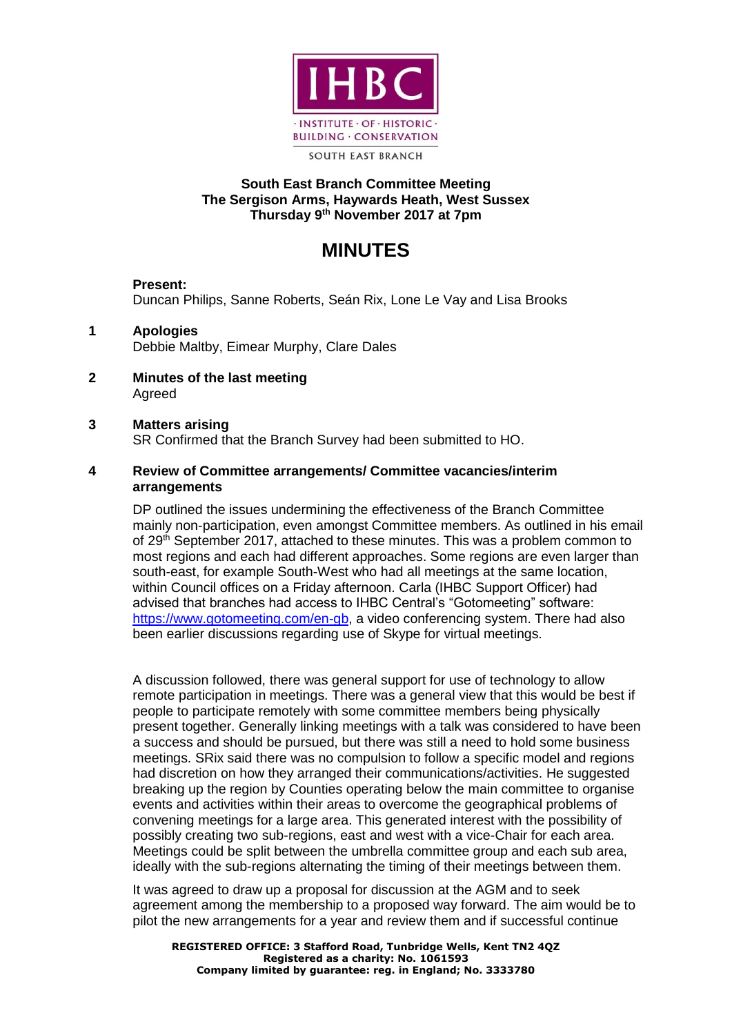IHBC · INSTITUTE · OF · HISTORIC · BUILDING · CONSERVATION

SOUTH EAST BRANCH

**South East Branch Committee Meeting**
**The Sergison Arms, Haywards Heath, West Sussex**
**Thursday 9th November 2017 at 7pm**

# MINUTES

**Present:**
Duncan Philips, Sanne Roberts, Seán Rix, Lone Le Vay and Lisa Brooks

**1 Apologies**
Debbie Maltby, Eimear Murphy, Clare Dales

**2 Minutes of the last meeting**
Agreed

**3 Matters arising**
SR Confirmed that the Branch Survey had been submitted to HO.

**4 Review of Committee arrangements/ Committee vacancies/interim arrangements**

DP outlined the issues undermining the effectiveness of the Branch Committee mainly non-participation, even amongst Committee members. As outlined in his email of 29th September 2017, attached to these minutes. This was a problem common to most regions and each had different approaches. Some regions are even larger than south-east, for example South-West who had all meetings at the same location, within Council offices on a Friday afternoon. Carla (IHBC Support Officer) had advised that branches had access to IHBC Central's "Gotomeeting" software: https://www.gotomeeting.com/en-gb, a video conferencing system. There had also been earlier discussions regarding use of Skype for virtual meetings.

A discussion followed, there was general support for use of technology to allow remote participation in meetings. There was a general view that this would be best if people to participate remotely with some committee members being physically present together. Generally linking meetings with a talk was considered to have been a success and should be pursued, but there was still a need to hold some business meetings. SRix said there was no compulsion to follow a specific model and regions had discretion on how they arranged their communications/activities. He suggested breaking up the region by Counties operating below the main committee to organise events and activities within their areas to overcome the geographical problems of convening meetings for a large area. This generated interest with the possibility of possibly creating two sub-regions, east and west with a vice-Chair for each area. Meetings could be split between the umbrella committee group and each sub area, ideally with the sub-regions alternating the timing of their meetings between them.

It was agreed to draw up a proposal for discussion at the AGM and to seek agreement among the membership to a proposed way forward. The aim would be to pilot the new arrangements for a year and review them and if successful continue

**REGISTERED OFFICE: 3 Stafford Road, Tunbridge Wells, Kent TN2 4QZ**
**Registered as a charity: No. 1061593**
**Company limited by guarantee: reg. in England; No. 3333780**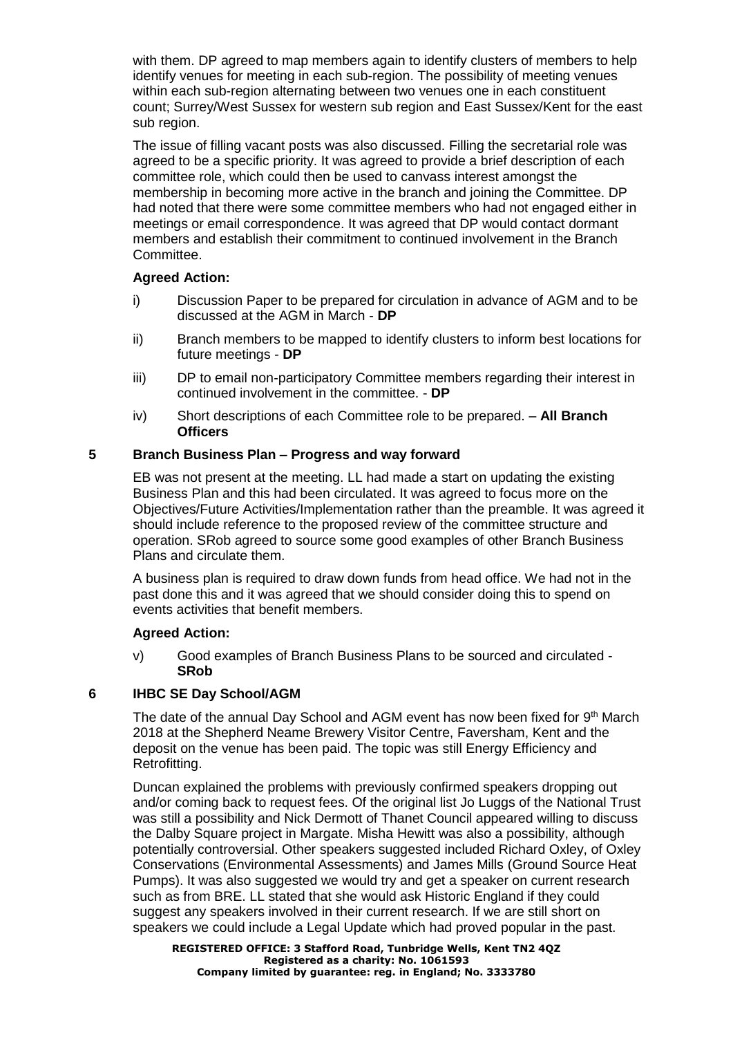with them. DP agreed to map members again to identify clusters of members to help identify venues for meeting in each sub-region. The possibility of meeting venues within each sub-region alternating between two venues one in each constituent count; Surrey/West Sussex for western sub region and East Sussex/Kent for the east sub region.

The issue of filling vacant posts was also discussed. Filling the secretarial role was agreed to be a specific priority. It was agreed to provide a brief description of each committee role, which could then be used to canvass interest amongst the membership in becoming more active in the branch and joining the Committee. DP had noted that there were some committee members who had not engaged either in meetings or email correspondence. It was agreed that DP would contact dormant members and establish their commitment to continued involvement in the Branch Committee.

**Agreed Action:**

i) Discussion Paper to be prepared for circulation in advance of AGM and to be discussed at the AGM in March - **DP**

ii) Branch members to be mapped to identify clusters to inform best locations for future meetings - **DP**

iii) DP to email non-participatory Committee members regarding their interest in continued involvement in the committee. - **DP**

iv) Short descriptions of each Committee role to be prepared. – **All Branch Officers**

## 5 Branch Business Plan – Progress and way forward

EB was not present at the meeting. LL had made a start on updating the existing Business Plan and this had been circulated. It was agreed to focus more on the Objectives/Future Activities/Implementation rather than the preamble. It was agreed it should include reference to the proposed review of the committee structure and operation. SRob agreed to source some good examples of other Branch Business Plans and circulate them.

A business plan is required to draw down funds from head office. We had not in the past done this and it was agreed that we should consider doing this to spend on events activities that benefit members.

**Agreed Action:**

v) Good examples of Branch Business Plans to be sourced and circulated - **SRob**

## 6 IHBC SE Day School/AGM

The date of the annual Day School and AGM event has now been fixed for 9th March 2018 at the Shepherd Neame Brewery Visitor Centre, Faversham, Kent and the deposit on the venue has been paid. The topic was still Energy Efficiency and Retrofitting.

Duncan explained the problems with previously confirmed speakers dropping out and/or coming back to request fees. Of the original list Jo Luggs of the National Trust was still a possibility and Nick Dermott of Thanet Council appeared willing to discuss the Dalby Square project in Margate. Misha Hewitt was also a possibility, although potentially controversial. Other speakers suggested included Richard Oxley, of Oxley Conservations (Environmental Assessments) and James Mills (Ground Source Heat Pumps). It was also suggested we would try and get a speaker on current research such as from BRE. LL stated that she would ask Historic England if they could suggest any speakers involved in their current research. If we are still short on speakers we could include a Legal Update which had proved popular in the past.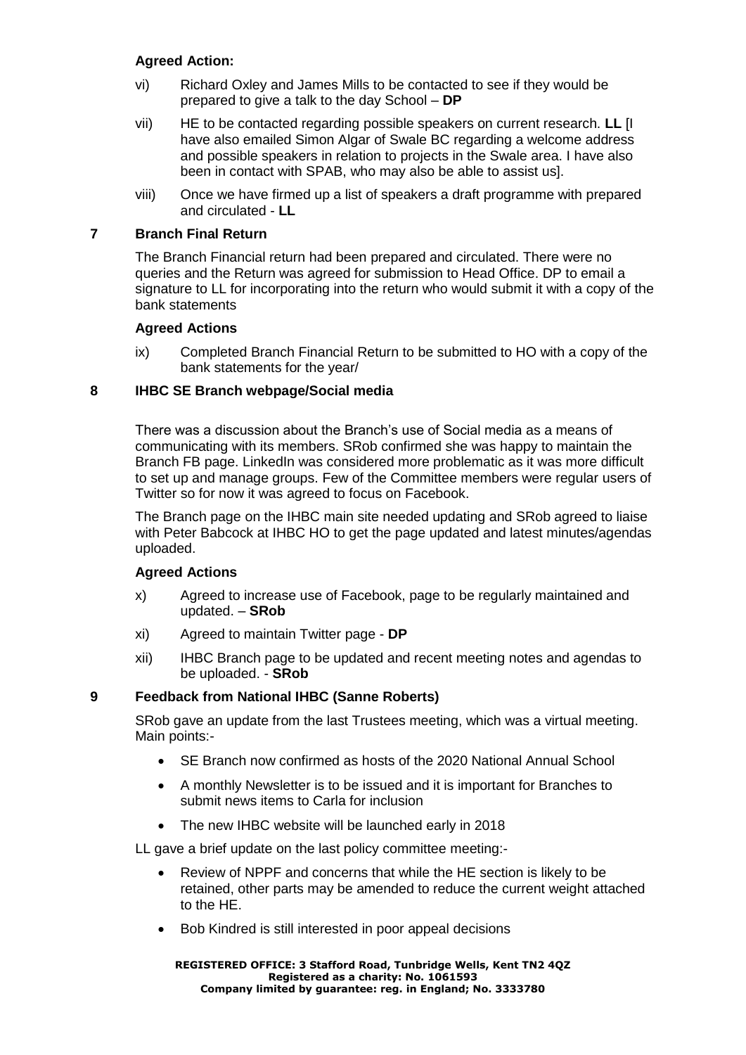**Agreed Action:**

vi) Richard Oxley and James Mills to be contacted to see if they would be prepared to give a talk to the day School – **DP**

vii) HE to be contacted regarding possible speakers on current research. **LL** [I have also emailed Simon Algar of Swale BC regarding a welcome address and possible speakers in relation to projects in the Swale area. I have also been in contact with SPAB, who may also be able to assist us].

viii) Once we have firmed up a list of speakers a draft programme with prepared and circulated - **LL**

## 7 Branch Final Return

The Branch Financial return had been prepared and circulated. There were no queries and the Return was agreed for submission to Head Office. DP to email a signature to LL for incorporating into the return who would submit it with a copy of the bank statements

**Agreed Actions**

ix) Completed Branch Financial Return to be submitted to HO with a copy of the bank statements for the year/

## 8 IHBC SE Branch webpage/Social media

There was a discussion about the Branch's use of Social media as a means of communicating with its members. SRob confirmed she was happy to maintain the Branch FB page. LinkedIn was considered more problematic as it was more difficult to set up and manage groups. Few of the Committee members were regular users of Twitter so for now it was agreed to focus on Facebook.

The Branch page on the IHBC main site needed updating and SRob agreed to liaise with Peter Babcock at IHBC HO to get the page updated and latest minutes/agendas uploaded.

**Agreed Actions**

x) Agreed to increase use of Facebook, page to be regularly maintained and updated. – **SRob**

xi) Agreed to maintain Twitter page - **DP**

xii) IHBC Branch page to be updated and recent meeting notes and agendas to be uploaded. - **SRob**

## 9 Feedback from National IHBC (Sanne Roberts)

SRob gave an update from the last Trustees meeting, which was a virtual meeting. Main points:-

- SE Branch now confirmed as hosts of the 2020 National Annual School
- A monthly Newsletter is to be issued and it is important for Branches to submit news items to Carla for inclusion
- The new IHBC website will be launched early in 2018

LL gave a brief update on the last policy committee meeting:-

- Review of NPPF and concerns that while the HE section is likely to be retained, other parts may be amended to reduce the current weight attached to the HE.
- Bob Kindred is still interested in poor appeal decisions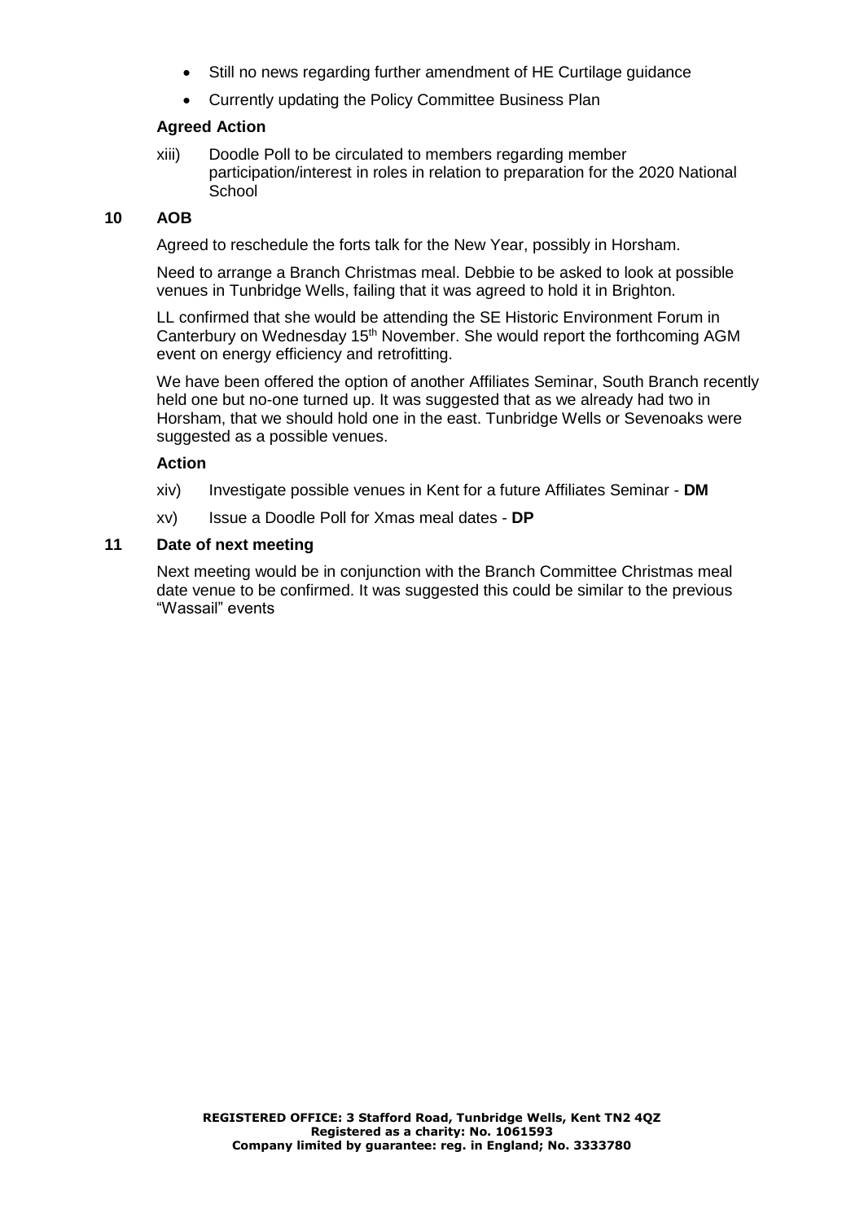- Still no news regarding further amendment of HE Curtilage guidance
- Currently updating the Policy Committee Business Plan

**Agreed Action**

xiii) Doodle Poll to be circulated to members regarding member participation/interest in roles in relation to preparation for the 2020 National School

## 10 AOB

Agreed to reschedule the forts talk for the New Year, possibly in Horsham.

Need to arrange a Branch Christmas meal. Debbie to be asked to look at possible venues in Tunbridge Wells, failing that it was agreed to hold it in Brighton.

LL confirmed that she would be attending the SE Historic Environment Forum in Canterbury on Wednesday 15th November. She would report the forthcoming AGM event on energy efficiency and retrofitting.

We have been offered the option of another Affiliates Seminar, South Branch recently held one but no-one turned up. It was suggested that as we already had two in Horsham, that we should hold one in the east. Tunbridge Wells or Sevenoaks were suggested as a possible venues.

**Action**

xiv) Investigate possible venues in Kent for a future Affiliates Seminar - **DM**

xv) Issue a Doodle Poll for Xmas meal dates - **DP**

## 11 Date of next meeting

Next meeting would be in conjunction with the Branch Committee Christmas meal date venue to be confirmed. It was suggested this could be similar to the previous "Wassail" events

**REGISTERED OFFICE: 3 Stafford Road, Tunbridge Wells, Kent TN2 4QZ**
**Registered as a charity: No. 1061593**
**Company limited by guarantee: reg. in England; No. 3333780**